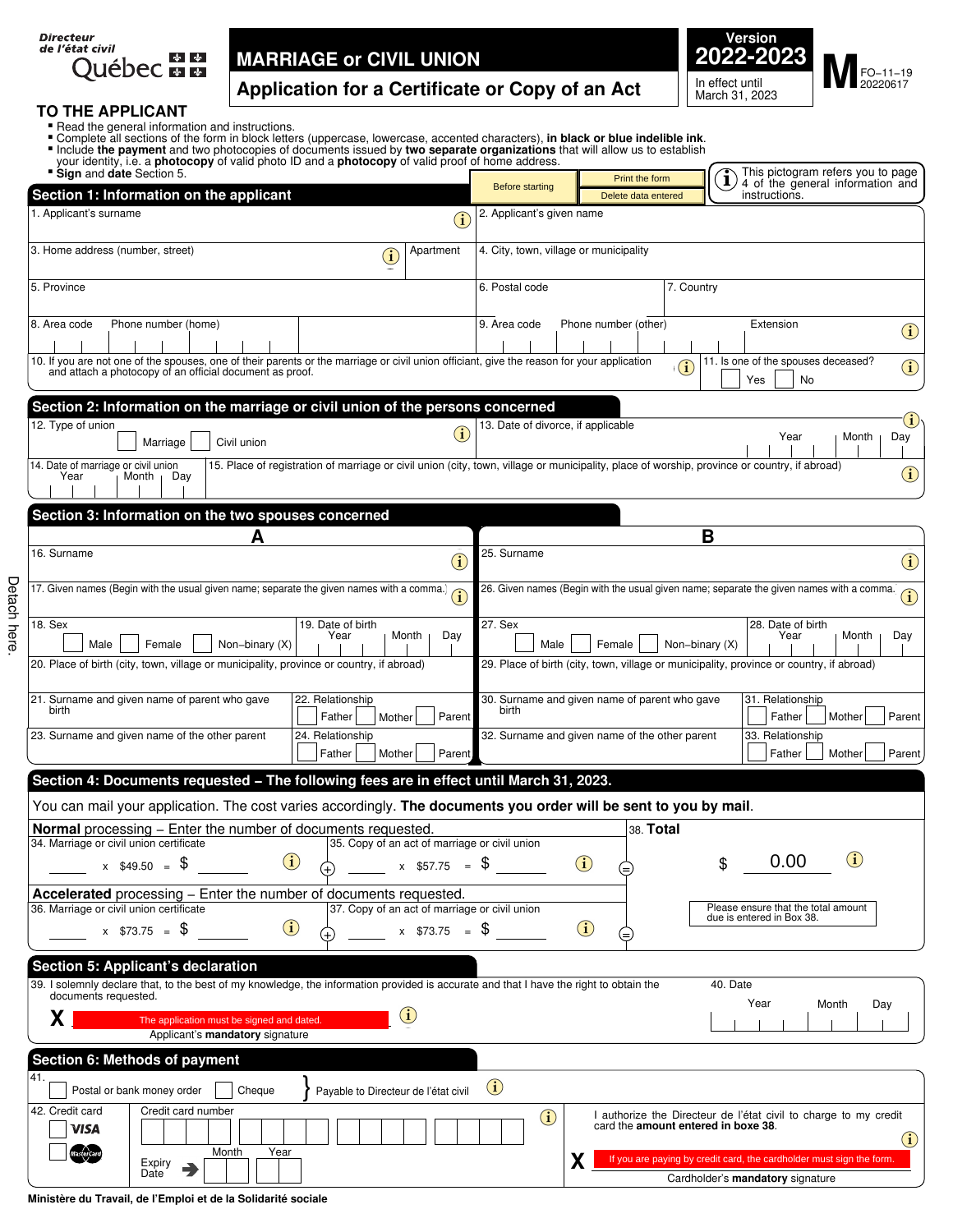Directeur de l'état civil Québec

# MARRIAGE or CIVIL UNION

## Application for a Certificate or Copy of an Act

**Version 2022-2023**
In effect until March 31, 2023

**M** FO-11-19 20220617

## TO THE APPLICANT

- Read the general information and instructions.
- Complete all sections of the form in block letters (uppercase, lowercase, accented characters), **in black or blue indelible ink**.
- Include **the payment** and two photocopies of documents issued by **two separate organizations** that will allow us to establish your identity, i.e. a **photocopy** of valid photo ID and a **photocopy** of valid proof of home address.
- **Sign** and **date** Section 5.

Before starting | Print the form | Delete data entered

This pictogram refers you to page 4 of the general information and instructions.

## Section 1: Information on the applicant

1. Applicant's surname
2. Applicant's given name
3. Home address (number, street) — Apartment
4. City, town, village or municipality
5. Province
6. Postal code
7. Country
8. Area code — Phone number (home)
9. Area code — Phone number (other) — Extension
10. If you are not one of the spouses, one of their parents or the marriage or civil union officiant, give the reason for your application and attach a photocopy of an official document as proof.
11. Is one of the spouses deceased? ☐ Yes ☐ No

## Section 2: Information on the marriage or civil union of the persons concerned

12. Type of union ☐ Marriage ☐ Civil union
13. Date of divorce, if applicable — Year | Month | Day
14. Date of marriage or civil union — Year | Month | Day
15. Place of registration of marriage or civil union (city, town, village or municipality, place of worship, province or country, if abroad)

## Section 3: Information on the two spouses concerned

### A

16. Surname
17. Given names (Begin with the usual given name; separate the given names with a comma.)
18. Sex ☐ Male ☐ Female ☐ Non-binary (X)
19. Date of birth — Year | Month | Day
20. Place of birth (city, town, village or municipality, province or country, if abroad)
21. Surname and given name of parent who gave birth
22. Relationship ☐ Father ☐ Mother ☐ Parent
23. Surname and given name of the other parent
24. Relationship ☐ Father ☐ Mother ☐ Parent

### B

25. Surname
26. Given names (Begin with the usual given name; separate the given names with a comma.)
27. Sex ☐ Male ☐ Female ☐ Non-binary (X)
28. Date of birth — Year | Month | Day
29. Place of birth (city, town, village or municipality, province or country, if abroad)
30. Surname and given name of parent who gave birth
31. Relationship ☐ Father ☐ Mother ☐ Parent
32. Surname and given name of the other parent
33. Relationship ☐ Father ☐ Mother ☐ Parent

Detach here.

## Section 4: Documents requested – The following fees are in effect until March 31, 2023.

You can mail your application. The cost varies accordingly. **The documents you order will be sent to you by mail**.

**Normal** processing – Enter the number of documents requested.

34. Marriage or civil union certificate ____ x $49.50 = $ ____ +
35. Copy of an act of marriage or civil union ____ x $57.75 = $ ____ =

**Accelerated** processing – Enter the number of documents requested.

36. Marriage or civil union certificate ____ x $73.75 = $ ____ +
37. Copy of an act of marriage or civil union ____ x $73.75 = $ ____ =

38. **Total** $ 0.00

Please ensure that the total amount due is entered in Box 38.

## Section 5: Applicant's declaration

39. I solemnly declare that, to the best of my knowledge, the information provided is accurate and that I have the right to obtain the documents requested.

X The application must be signed and dated.
Applicant's **mandatory** signature

40. Date — Year | Month | Day

## Section 6: Methods of payment

41. ☐ Postal or bank money order ☐ Cheque } Payable to Directeur de l'état civil

42. Credit card ☐ VISA ☐ MasterCard

Credit card number

Expiry Date — Month | Year

I authorize the Directeur de l'état civil to charge to my credit card the **amount entered in boxe 38**.

X If you are paying by credit card, the cardholder must sign the form.
Cardholder's **mandatory** signature

Ministère du Travail, de l'Emploi et de la Solidarité sociale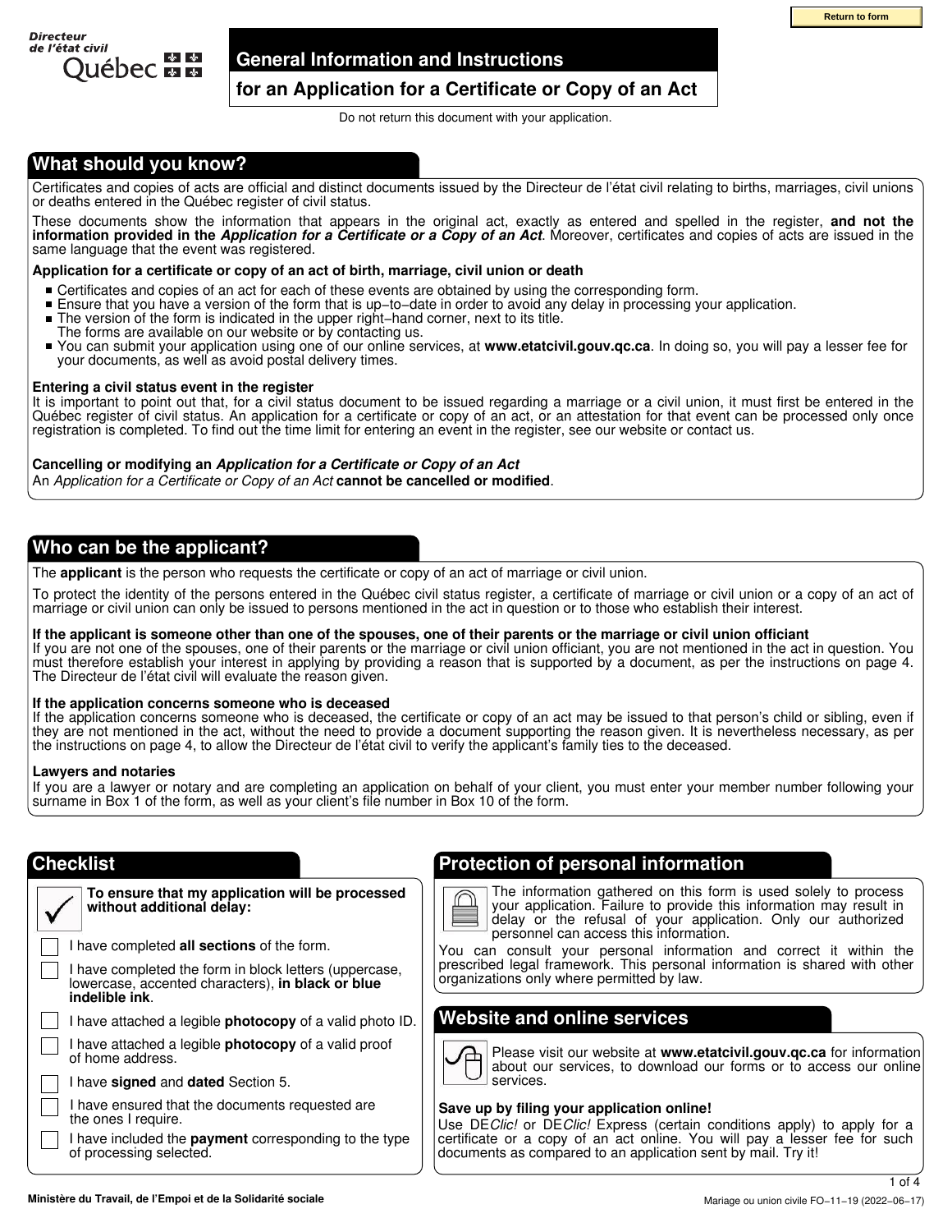Return to form

Directeur de l'état civil Québec

# General Information and Instructions

## for an Application for a Certificate or Copy of an Act

Do not return this document with your application.

## What should you know?

Certificates and copies of acts are official and distinct documents issued by the Directeur de l'état civil relating to births, marriages, civil unions or deaths entered in the Québec register of civil status.

These documents show the information that appears in the original act, exactly as entered and spelled in the register, **and not the information provided in the *Application for a Certificate or a Copy of an Act***. Moreover, certificates and copies of acts are issued in the same language that the event was registered.

**Application for a certificate or copy of an act of birth, marriage, civil union or death**

- Certificates and copies of an act for each of these events are obtained by using the corresponding form.
- Ensure that you have a version of the form that is up-to-date in order to avoid any delay in processing your application.
- The version of the form is indicated in the upper right-hand corner, next to its title. The forms are available on our website or by contacting us.
- You can submit your application using one of our online services, at **www.etatcivil.gouv.qc.ca**. In doing so, you will pay a lesser fee for your documents, as well as avoid postal delivery times.

**Entering a civil status event in the register**

It is important to point out that, for a civil status document to be issued regarding a marriage or a civil union, it must first be entered in the Québec register of civil status. An application for a certificate or copy of an act, or an attestation for that event can be processed only once registration is completed. To find out the time limit for entering an event in the register, see our website or contact us.

**Cancelling or modifying an *Application for a Certificate or Copy of an Act***

An *Application for a Certificate or Copy of an Act* **cannot be cancelled or modified**.

## Who can be the applicant?

The **applicant** is the person who requests the certificate or copy of an act of marriage or civil union.

To protect the identity of the persons entered in the Québec civil status register, a certificate of marriage or civil union or a copy of an act of marriage or civil union can only be issued to persons mentioned in the act in question or to those who establish their interest.

**If the applicant is someone other than one of the spouses, one of their parents or the marriage or civil union officiant**

If you are not one of the spouses, one of their parents or the marriage or civil union officiant, you are not mentioned in the act in question. You must therefore establish your interest in applying by providing a reason that is supported by a document, as per the instructions on page 4. The Directeur de l'état civil will evaluate the reason given.

**If the application concerns someone who is deceased**

If the application concerns someone who is deceased, the certificate or copy of an act may be issued to that person's child or sibling, even if they are not mentioned in the act, without the need to provide a document supporting the reason given. It is nevertheless necessary, as per the instructions on page 4, to allow the Directeur de l'état civil to verify the applicant's family ties to the deceased.

**Lawyers and notaries**

If you are a lawyer or notary and are completing an application on behalf of your client, you must enter your member number following your surname in Box 1 of the form, as well as your client's file number in Box 10 of the form.

## Checklist

**To ensure that my application will be processed without additional delay:**

- ☐ I have completed **all sections** of the form.
- ☐ I have completed the form in block letters (uppercase, lowercase, accented characters), **in black or blue indelible ink**.
- ☐ I have attached a legible **photocopy** of a valid photo ID.
- ☐ I have attached a legible **photocopy** of a valid proof of home address.
- ☐ I have **signed** and **dated** Section 5.
- ☐ I have ensured that the documents requested are the ones I require.
- ☐ I have included the **payment** corresponding to the type of processing selected.

## Protection of personal information

The information gathered on this form is used solely to process your application. Failure to provide this information may result in delay or the refusal of your application. Only our authorized personnel can access this information.

You can consult your personal information and correct it within the prescribed legal framework. This personal information is shared with other organizations only where permitted by law.

## Website and online services

Please visit our website at **www.etatcivil.gouv.qc.ca** for information about our services, to download our forms or to access our online services.

**Save up by filing your application online!**

Use DE*Clic!* or DE*Clic!* Express (certain conditions apply) to apply for a certificate or a copy of an act online. You will pay a lesser fee for such documents as compared to an application sent by mail. Try it!

Ministère du Travail, de l'Empoi et de la Solidarité sociale

Mariage ou union civile FO-11-19 (2022-06-17)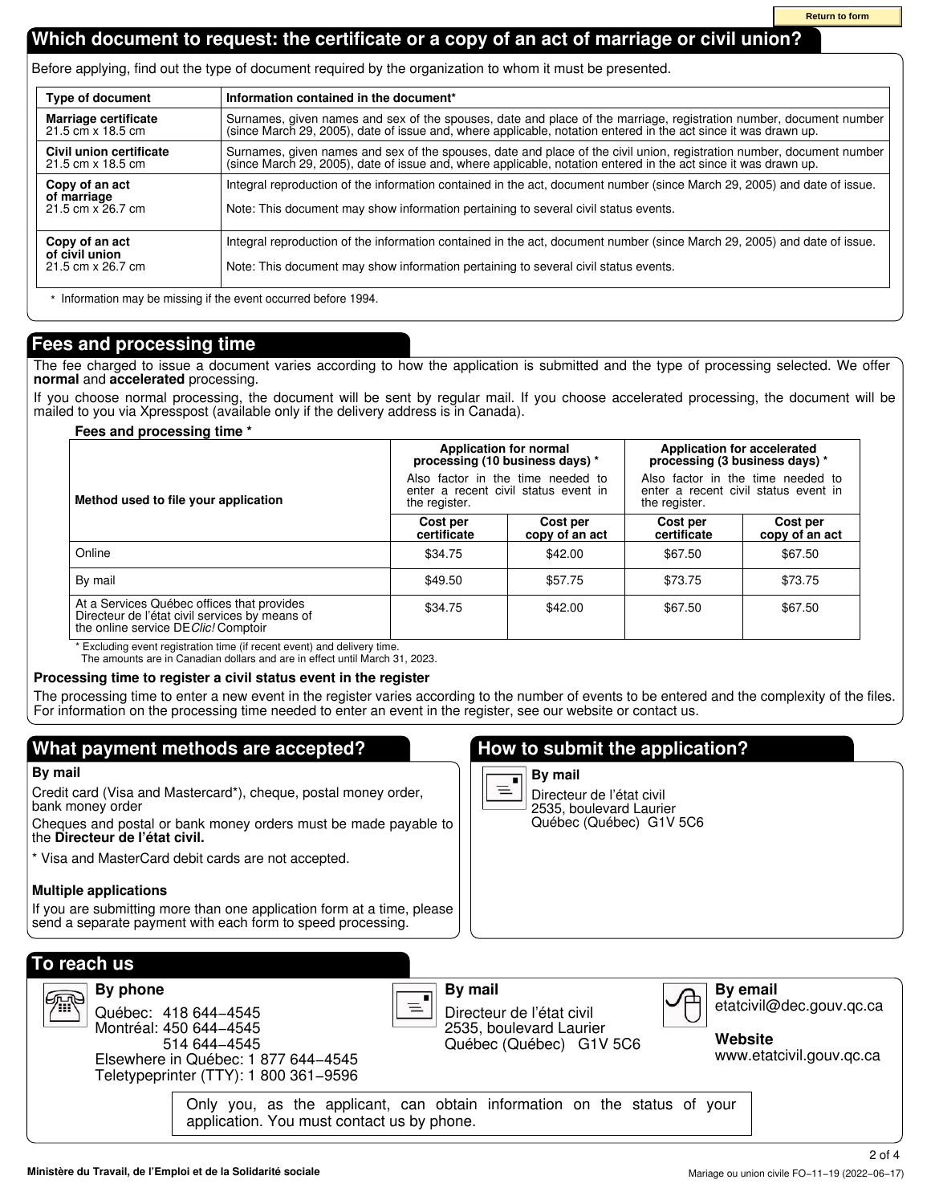Return to form

## Which document to request: the certificate or a copy of an act of marriage or civil union?

Before applying, find out the type of document required by the organization to whom it must be presented.

| Type of document | Information contained in the document* |
|---|---|
| **Marriage certificate** 21.5 cm x 18.5 cm | Surnames, given names and sex of the spouses, date and place of the marriage, registration number, document number (since March 29, 2005), date of issue and, where applicable, notation entered in the act since it was drawn up. |
| **Civil union certificate** 21.5 cm x 18.5 cm | Surnames, given names and sex of the spouses, date and place of the civil union, registration number, document number (since March 29, 2005), date of issue and, where applicable, notation entered in the act since it was drawn up. |
| **Copy of an act of marriage** 21.5 cm x 26.7 cm | Integral reproduction of the information contained in the act, document number (since March 29, 2005) and date of issue. Note: This document may show information pertaining to several civil status events. |
| **Copy of an act of civil union** 21.5 cm x 26.7 cm | Integral reproduction of the information contained in the act, document number (since March 29, 2005) and date of issue. Note: This document may show information pertaining to several civil status events. |

\* Information may be missing if the event occurred before 1994.

## Fees and processing time

The fee charged to issue a document varies according to how the application is submitted and the type of processing selected. We offer **normal** and **accelerated** processing.

If you choose normal processing, the document will be sent by regular mail. If you choose accelerated processing, the document will be mailed to you via Xpresspost (available only if the delivery address is in Canada).

**Fees and processing time \***

| Method used to file your application | Application for normal processing (10 business days) * Also factor in the time needed to enter a recent civil status event in the register. | | Application for accelerated processing (3 business days) * Also factor in the time needed to enter a recent civil status event in the register. | |
|---|---|---|---|---|
| | **Cost per certificate** | **Cost per copy of an act** | **Cost per certificate** | **Cost per copy of an act** |
| Online | $34.75 | $42.00 | $67.50 | $67.50 |
| By mail | $49.50 | $57.75 | $73.75 | $73.75 |
| At a Services Québec offices that provides Directeur de l'état civil services by means of the online service DE*Clic!* Comptoir | $34.75 | $42.00 | $67.50 | $67.50 |

\* Excluding event registration time (if recent event) and delivery time.
The amounts are in Canadian dollars and are in effect until March 31, 2023.

**Processing time to register a civil status event in the register**

The processing time to enter a new event in the register varies according to the number of events to be entered and the complexity of the files. For information on the processing time needed to enter an event in the register, see our website or contact us.

## What payment methods are accepted?

**By mail**

Credit card (Visa and Mastercard*), cheque, postal money order, bank money order

Cheques and postal or bank money orders must be made payable to the **Directeur de l'état civil.**

\* Visa and MasterCard debit cards are not accepted.

**Multiple applications**

If you are submitting more than one application form at a time, please send a separate payment with each form to speed processing.

## How to submit the application?

**By mail**

Directeur de l'état civil
2535, boulevard Laurier
Québec (Québec) G1V 5C6

## To reach us

**By phone**

Québec: 418 644−4545
Montréal: 450 644−4545
514 644−4545
Elsewhere in Québec: 1 877 644−4545
Teletypeprinter (TTY): 1 800 361−9596

**By mail**

Directeur de l'état civil
2535, boulevard Laurier
Québec (Québec) G1V 5C6

**By email**

etatcivil@dec.gouv.qc.ca

**Website**

www.etatcivil.gouv.qc.ca

Only you, as the applicant, can obtain information on the status of your application. You must contact us by phone.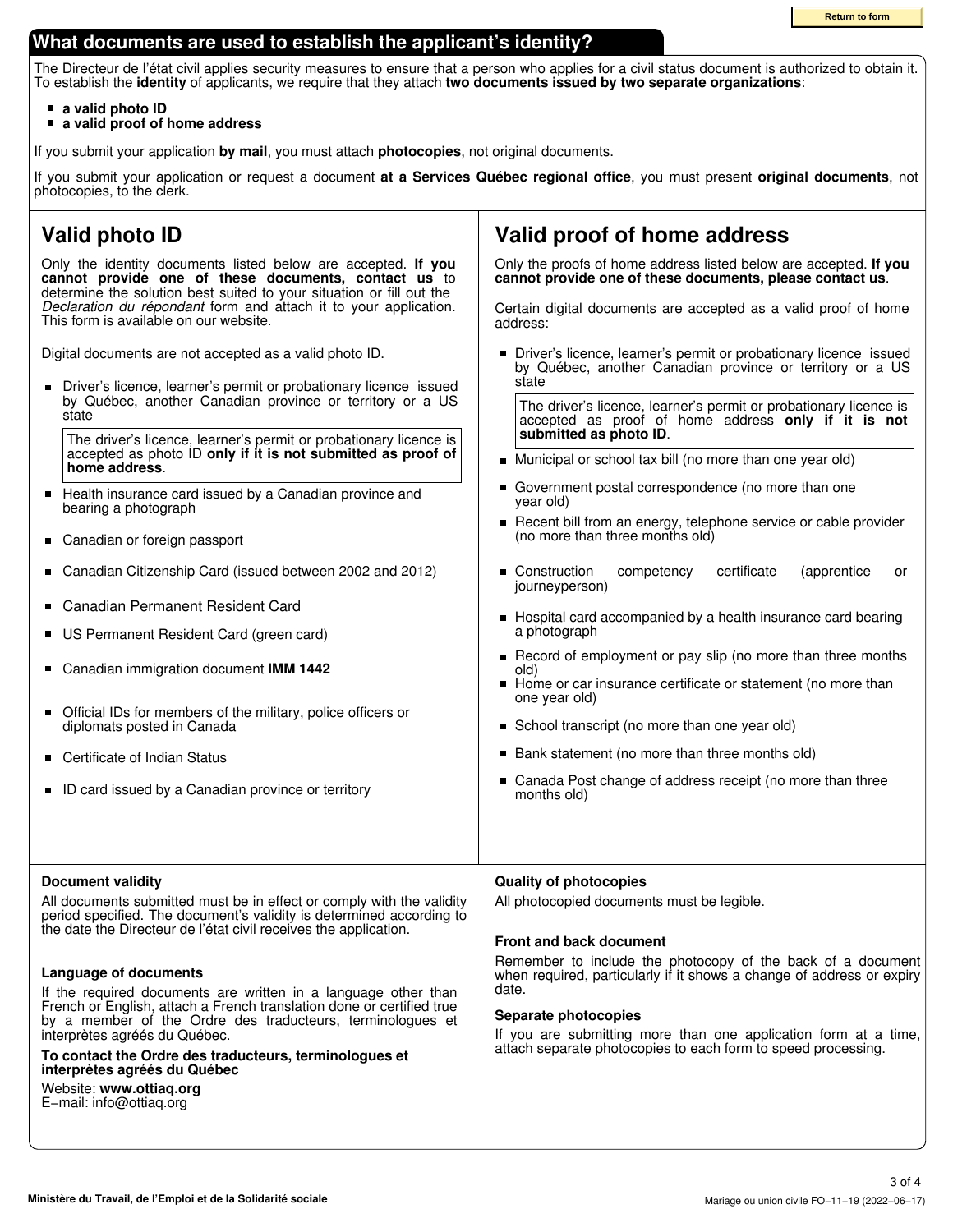## What documents are used to establish the applicant's identity?

The Directeur de l'état civil applies security measures to ensure that a person who applies for a civil status document is authorized to obtain it. To establish the **identity** of applicants, we require that they attach **two documents issued by two separate organizations**:

- **a valid photo ID**
- **a valid proof of home address**

If you submit your application **by mail**, you must attach **photocopies**, not original documents.

If you submit your application or request a document **at a Services Québec regional office**, you must present **original documents**, not photocopies, to the clerk.

### Valid photo ID

Only the identity documents listed below are accepted. **If you cannot provide one of these documents, contact us** to determine the solution best suited to your situation or fill out the *Declaration du répondant* form and attach it to your application. This form is available on our website.

Digital documents are not accepted as a valid photo ID.

- Driver's licence, learner's permit or probationary licence issued by Québec, another Canadian province or territory or a US state

  The driver's licence, learner's permit or probationary licence is accepted as photo ID **only if it is not submitted as proof of home address**.

- Health insurance card issued by a Canadian province and bearing a photograph
- Canadian or foreign passport
- Canadian Citizenship Card (issued between 2002 and 2012)
- Canadian Permanent Resident Card
- US Permanent Resident Card (green card)
- Canadian immigration document **IMM 1442**
- Official IDs for members of the military, police officers or diplomats posted in Canada
- Certificate of Indian Status
- ID card issued by a Canadian province or territory

### Valid proof of home address

Only the proofs of home address listed below are accepted. **If you cannot provide one of these documents, please contact us**.

Certain digital documents are accepted as a valid proof of home address:

- Driver's licence, learner's permit or probationary licence issued by Québec, another Canadian province or territory or a US state

  The driver's licence, learner's permit or probationary licence is accepted as proof of home address **only if it is not submitted as photo ID**.

- Municipal or school tax bill (no more than one year old)
- Government postal correspondence (no more than one year old)
- Recent bill from an energy, telephone service or cable provider (no more than three months old)
- Construction competency certificate (apprentice or journeyperson)
- Hospital card accompanied by a health insurance card bearing a photograph
- Record of employment or pay slip (no more than three months old)
- Home or car insurance certificate or statement (no more than one year old)
- School transcript (no more than one year old)
- Bank statement (no more than three months old)
- Canada Post change of address receipt (no more than three months old)

**Document validity**

All documents submitted must be in effect or comply with the validity period specified. The document's validity is determined according to the date the Directeur de l'état civil receives the application.

**Language of documents**

If the required documents are written in a language other than French or English, attach a French translation done or certified true by a member of the Ordre des traducteurs, terminologues et interprètes agréés du Québec.

**To contact the Ordre des traducteurs, terminologues et interprètes agréés du Québec**

Website: **www.ottiaq.org**
E-mail: info@ottiaq.org

**Quality of photocopies**

All photocopied documents must be legible.

**Front and back document**

Remember to include the photocopy of the back of a document when required, particularly if it shows a change of address or expiry date.

**Separate photocopies**

If you are submitting more than one application form at a time, attach separate photocopies to each form to speed processing.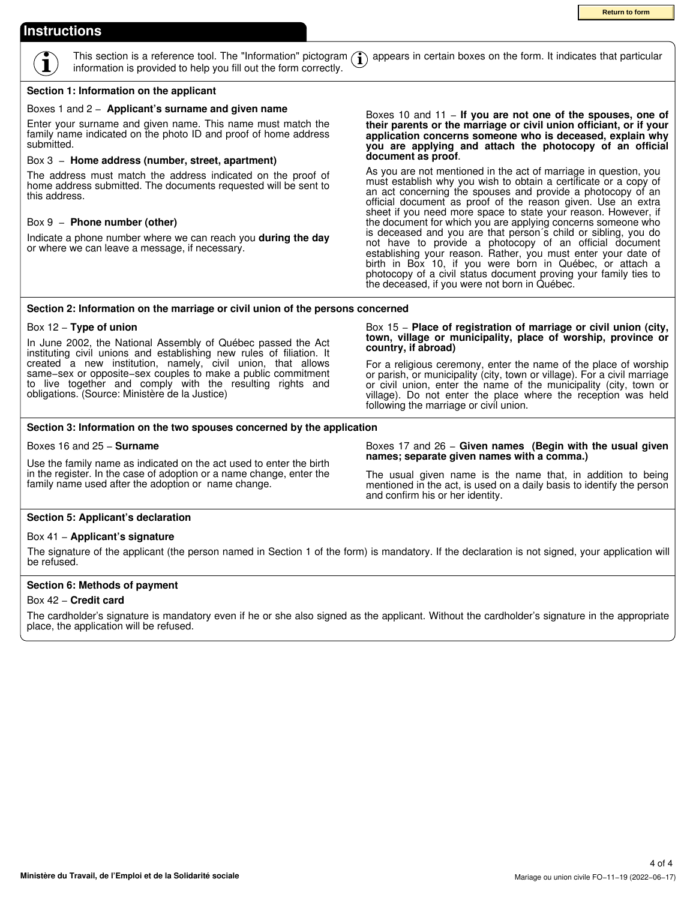## Instructions

This section is a reference tool. The "Information" pictogram appears in certain boxes on the form. It indicates that particular information is provided to help you fill out the form correctly.

### Section 1: Information on the applicant

Boxes 1 and 2 – **Applicant's surname and given name**

Enter your surname and given name. This name must match the family name indicated on the photo ID and proof of home address submitted.

Box 3 – **Home address (number, street, apartment)**

The address must match the address indicated on the proof of home address submitted. The documents requested will be sent to this address.

Box 9 – **Phone number (other)**

Indicate a phone number where we can reach you **during the day** or where we can leave a message, if necessary.

Boxes 10 and 11 – **If you are not one of the spouses, one of their parents or the marriage or civil union officiant, or if your application concerns someone who is deceased, explain why you are applying and attach the photocopy of an official document as proof**.

As you are not mentioned in the act of marriage in question, you must establish why you wish to obtain a certificate or a copy of an act concerning the spouses and provide a photocopy of an official document as proof of the reason given. Use an extra sheet if you need more space to state your reason. However, if the document for which you are applying concerns someone who is deceased and you are that person´s child or sibling, you do not have to provide a photocopy of an official document establishing your reason. Rather, you must enter your date of birth in Box 10, if you were born in Québec, or attach a photocopy of a civil status document proving your family ties to the deceased, if you were not born in Québec.

### Section 2: Information on the marriage or civil union of the persons concerned

Box 12 – **Type of union**

In June 2002, the National Assembly of Québec passed the Act instituting civil unions and establishing new rules of filiation. It created a new institution, namely, civil union, that allows same–sex or opposite–sex couples to make a public commitment to live together and comply with the resulting rights and obligations. (Source: Ministère de la Justice)

Box 15 – **Place of registration of marriage or civil union (city, town, village or municipality, place of worship, province or country, if abroad)**

For a religious ceremony, enter the name of the place of worship or parish, or municipality (city, town or village). For a civil marriage or civil union, enter the name of the municipality (city, town or village). Do not enter the place where the reception was held following the marriage or civil union.

### Section 3: Information on the two spouses concerned by the application

Boxes 16 and 25 – **Surname**

Use the family name as indicated on the act used to enter the birth in the register. In the case of adoption or a name change, enter the family name used after the adoption or name change.

Boxes 17 and 26 – **Given names (Begin with the usual given names; separate given names with a comma.)**

The usual given name is the name that, in addition to being mentioned in the act, is used on a daily basis to identify the person and confirm his or her identity.

### Section 5: Applicant's declaration

Box 41 – **Applicant's signature**

The signature of the applicant (the person named in Section 1 of the form) is mandatory. If the declaration is not signed, your application will be refused.

### Section 6: Methods of payment

Box 42 – **Credit card**

The cardholder's signature is mandatory even if he or she also signed as the applicant. Without the cardholder's signature in the appropriate place, the application will be refused.